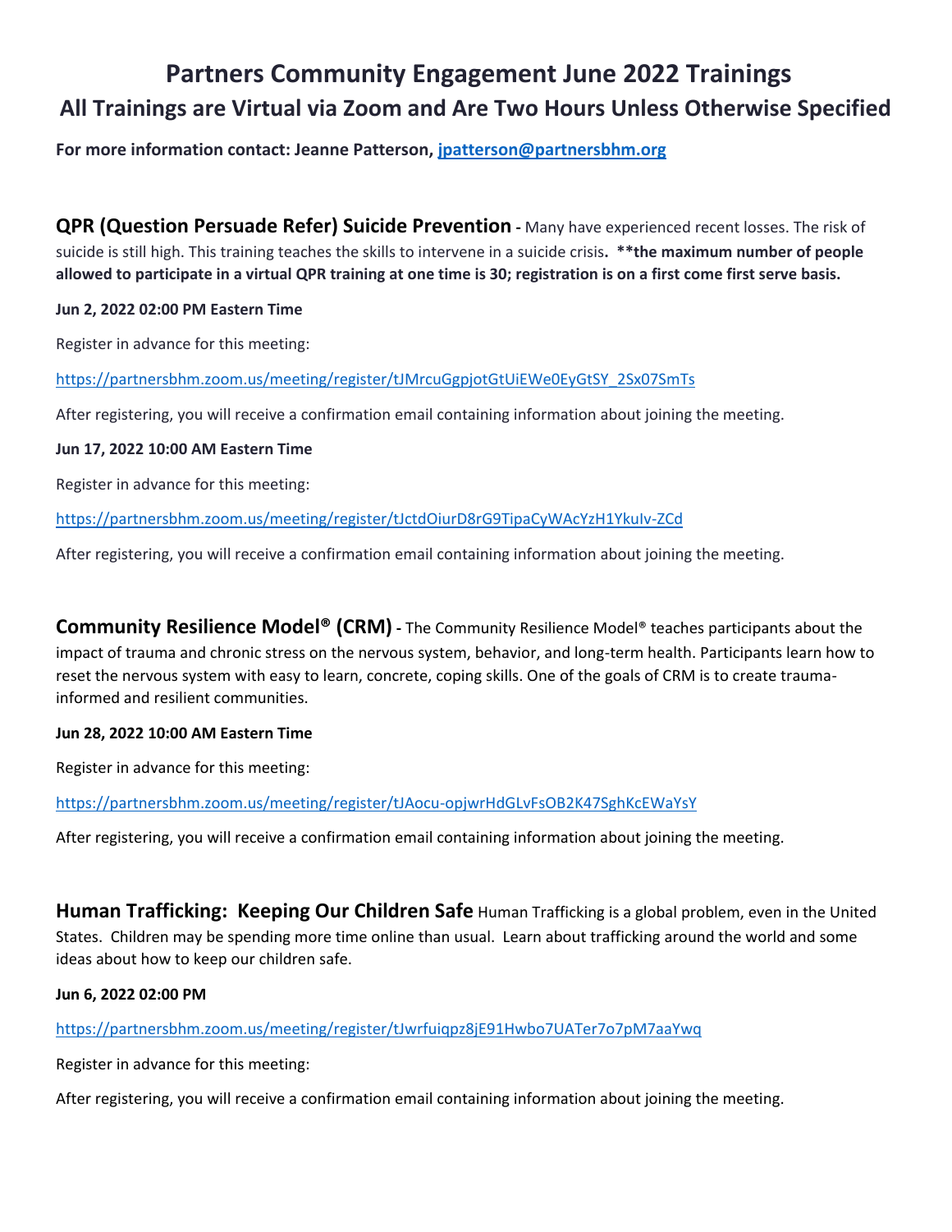# Partners Community Engagement June 2022 Trainings

## All Trainings are Virtual via Zoom and Are Two Hours Unless Otherwise Specified

**For more information contact: Jeanne Patterson, [jpatterson@partnersbhm.org](mailto:jpatterson@partnersbhm.org)**

**QPR (Question Persuade Refer) Suicide Prevention -** Many have experienced recent losses. The risk of suicide is still high. This training teaches the skills to intervene in a suicide crisis**. **the maximum number of people allowed to participate in a virtual QPR training at one time is 30; registration is on a first come first serve basis.**

**Jun 2, 2022 02:00 PM Eastern Time**

Register in advance for this meeting:

https://partnersbhm.zoom.us/meeting/register/tJMrcuGgpjotGtUiEWe0EyGtSY_2Sx07SmTs

After registering, you will receive a confirmation email containing information about joining the meeting.

**Jun 17, 2022 10:00 AM Eastern Time**

Register in advance for this meeting:

https://partnersbhm.zoom.us/meeting/register/tJctdOiurD8rG9TipaCyWAcYzH1YkuIv-ZCd

After registering, you will receive a confirmation email containing information about joining the meeting.

**Community Resilience Model® (CRM) -** The Community Resilience Model® teaches participants about the impact of trauma and chronic stress on the nervous system, behavior, and long-term health. Participants learn how to reset the nervous system with easy to learn, concrete, coping skills. One of the goals of CRM is to create trauma-informed and resilient communities.

**Jun 28, 2022 10:00 AM Eastern Time**

Register in advance for this meeting:

https://partnersbhm.zoom.us/meeting/register/tJAocu-opjwrHdGLvFsOB2K47SghKcEWaYsY

After registering, you will receive a confirmation email containing information about joining the meeting.

**Human Trafficking: Keeping Our Children Safe** Human Trafficking is a global problem, even in the United States. Children may be spending more time online than usual. Learn about trafficking around the world and some ideas about how to keep our children safe.

**Jun 6, 2022 02:00 PM**

https://partnersbhm.zoom.us/meeting/register/tJwrfuiqpz8jE91Hwbo7UATer7o7pM7aaYwq

Register in advance for this meeting:

After registering, you will receive a confirmation email containing information about joining the meeting.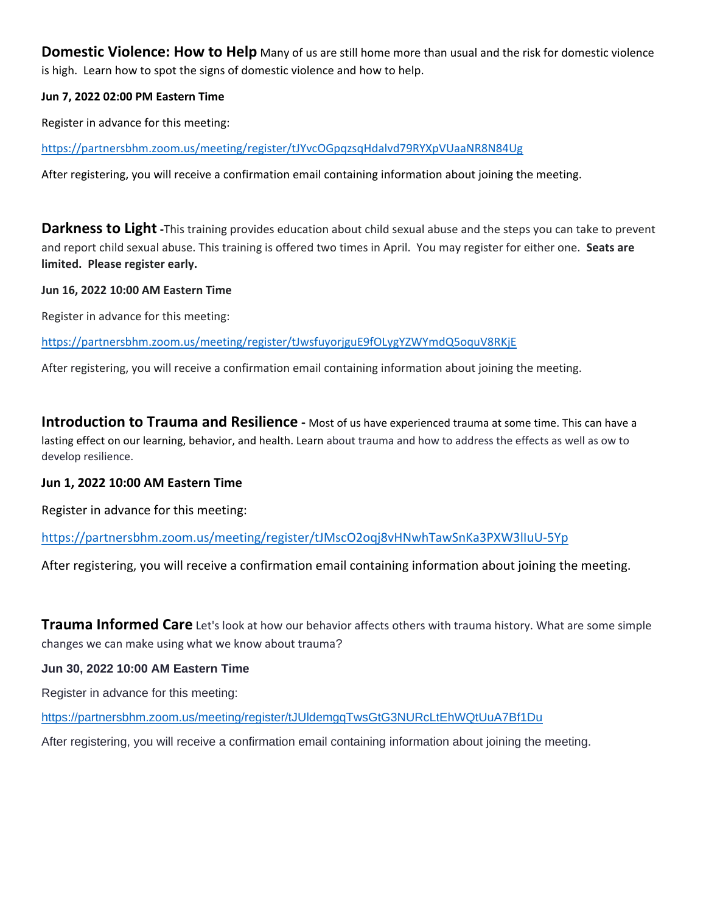**Domestic Violence: How to Help** Many of us are still home more than usual and the risk for domestic violence is high. Learn how to spot the signs of domestic violence and how to help.

**Jun 7, 2022 02:00 PM Eastern Time**

Register in advance for this meeting:

https://partnersbhm.zoom.us/meeting/register/tJYvcOGpqzsqHdalvd79RYXpVUaaNR8N84Ug

After registering, you will receive a confirmation email containing information about joining the meeting.

**Darkness to Light** -This training provides education about child sexual abuse and the steps you can take to prevent and report child sexual abuse. This training is offered two times in April. You may register for either one. **Seats are limited. Please register early.**

**Jun 16, 2022 10:00 AM Eastern Time**

Register in advance for this meeting:

https://partnersbhm.zoom.us/meeting/register/tJwsfuyorjguE9fOLygYZWYmdQ5oquV8RKjE

After registering, you will receive a confirmation email containing information about joining the meeting.

**Introduction to Trauma and Resilience -** Most of us have experienced trauma at some time. This can have a lasting effect on our learning, behavior, and health. Learn about trauma and how to address the effects as well as ow to develop resilience.

**Jun 1, 2022 10:00 AM Eastern Time**

Register in advance for this meeting:

https://partnersbhm.zoom.us/meeting/register/tJMscO2oqj8vHNwhTawSnKa3PXW3lIuU-5Yp

After registering, you will receive a confirmation email containing information about joining the meeting.

**Trauma Informed Care** Let's look at how our behavior affects others with trauma history. What are some simple changes we can make using what we know about trauma?

**Jun 30, 2022 10:00 AM Eastern Time**

Register in advance for this meeting:

https://partnersbhm.zoom.us/meeting/register/tJUldemgqTwsGtG3NURcLtEhWQtUuA7Bf1Du

After registering, you will receive a confirmation email containing information about joining the meeting.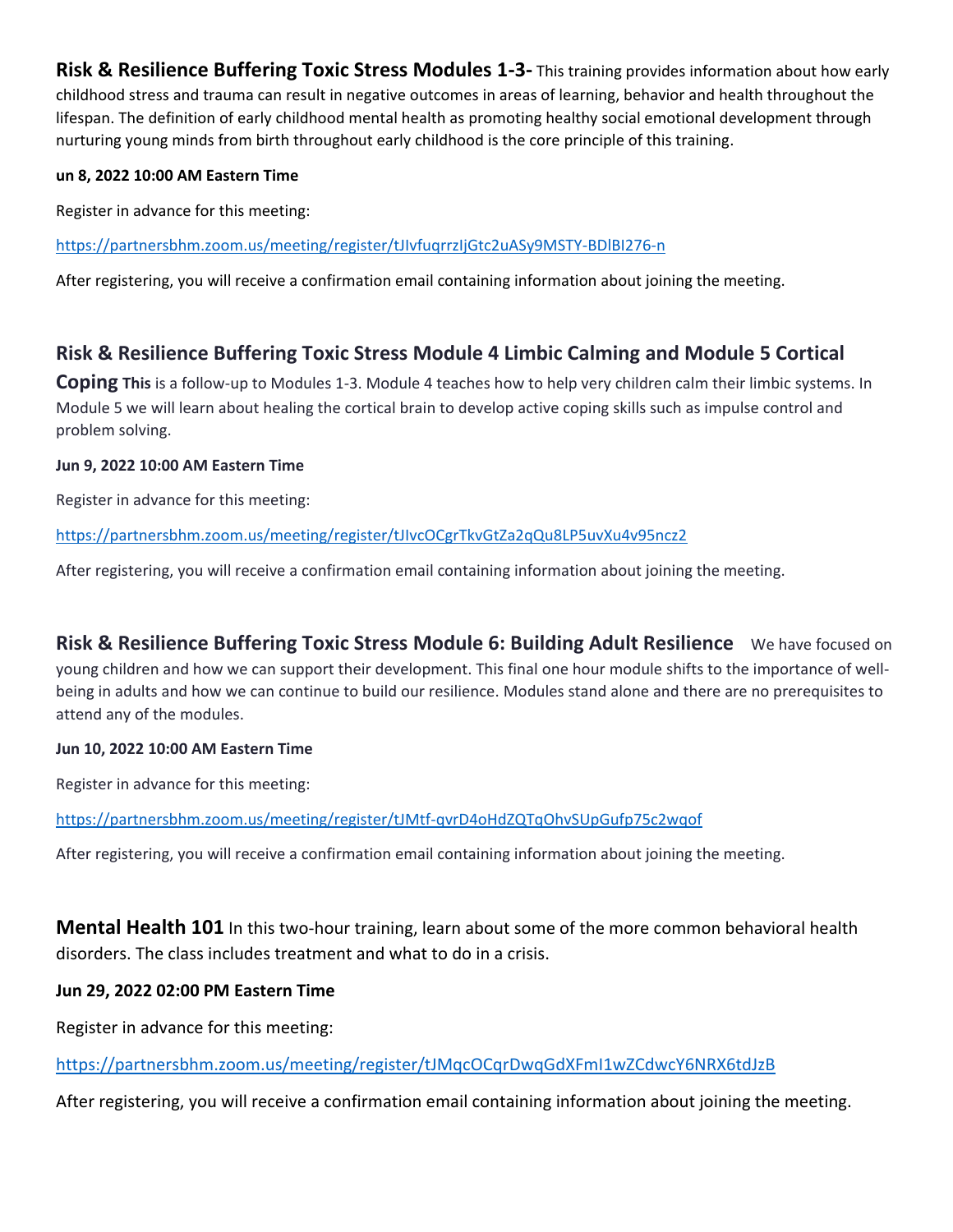**Risk & Resilience Buffering Toxic Stress Modules 1-3-** This training provides information about how early childhood stress and trauma can result in negative outcomes in areas of learning, behavior and health throughout the lifespan. The definition of early childhood mental health as promoting healthy social emotional development through nurturing young minds from birth throughout early childhood is the core principle of this training.

**un 8, 2022 10:00 AM Eastern Time**

Register in advance for this meeting:

https://partnersbhm.zoom.us/meeting/register/tJIvfuqrrzIjGtc2uASy9MSTY-BDlBI276-n

After registering, you will receive a confirmation email containing information about joining the meeting.

## Risk & Resilience Buffering Toxic Stress Module 4 Limbic Calming and Module 5 Cortical Coping

**This** is a follow-up to Modules 1-3. Module 4 teaches how to help very children calm their limbic systems. In Module 5 we will learn about healing the cortical brain to develop active coping skills such as impulse control and problem solving.

**Jun 9, 2022 10:00 AM Eastern Time**

Register in advance for this meeting:

https://partnersbhm.zoom.us/meeting/register/tJIvcOCgrTkvGtZa2qQu8LP5uvXu4v95ncz2

After registering, you will receive a confirmation email containing information about joining the meeting.

**Risk & Resilience Buffering Toxic Stress Module 6: Building Adult Resilience** We have focused on young children and how we can support their development. This final one hour module shifts to the importance of well-being in adults and how we can continue to build our resilience. Modules stand alone and there are no prerequisites to attend any of the modules.

**Jun 10, 2022 10:00 AM Eastern Time**

Register in advance for this meeting:

https://partnersbhm.zoom.us/meeting/register/tJMtf-qvrD4oHdZQTqOhvSUpGufp75c2wqof

After registering, you will receive a confirmation email containing information about joining the meeting.

**Mental Health 101** In this two-hour training, learn about some of the more common behavioral health disorders. The class includes treatment and what to do in a crisis.

**Jun 29, 2022 02:00 PM Eastern Time**

Register in advance for this meeting:

https://partnersbhm.zoom.us/meeting/register/tJMqcOCqrDwqGdXFmI1wZCdwcY6NRX6tdJzB

After registering, you will receive a confirmation email containing information about joining the meeting.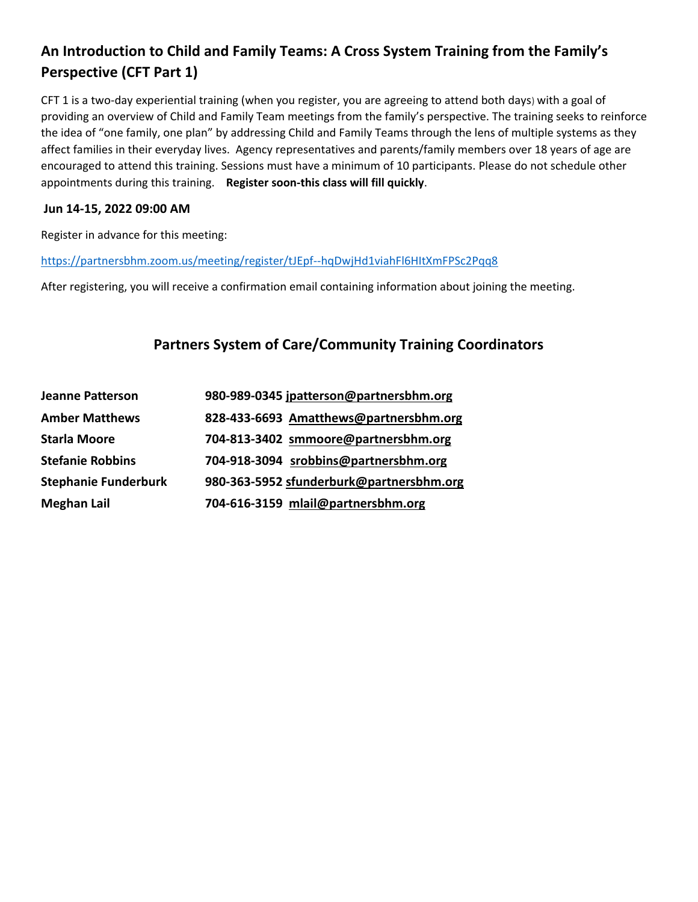## An Introduction to Child and Family Teams: A Cross System Training from the Family's Perspective (CFT Part 1)

CFT 1 is a two-day experiential training (when you register, you are agreeing to attend both days) with a goal of providing an overview of Child and Family Team meetings from the family's perspective. The training seeks to reinforce the idea of "one family, one plan" by addressing Child and Family Teams through the lens of multiple systems as they affect families in their everyday lives. Agency representatives and parents/family members over 18 years of age are encouraged to attend this training. Sessions must have a minimum of 10 participants. Please do not schedule other appointments during this training. **Register soon-this class will fill quickly**.

**Jun 14-15, 2022 09:00 AM**

Register in advance for this meeting:

https://partnersbhm.zoom.us/meeting/register/tJEpf--hqDwjHd1viahFl6HItXmFPSc2Pqq8

After registering, you will receive a confirmation email containing information about joining the meeting.

### Partners System of Care/Community Training Coordinators

| | |
|---|---|
| **Jeanne Patterson** | **980-989-0345 jpatterson@partnersbhm.org** |
| **Amber Matthews** | **828-433-6693 Amatthews@partnersbhm.org** |
| **Starla Moore** | **704-813-3402 smmoore@partnersbhm.org** |
| **Stefanie Robbins** | **704-918-3094 srobbins@partnersbhm.org** |
| **Stephanie Funderburk** | **980-363-5952 sfunderburk@partnersbhm.org** |
| **Meghan Lail** | **704-616-3159 mlail@partnersbhm.org** |